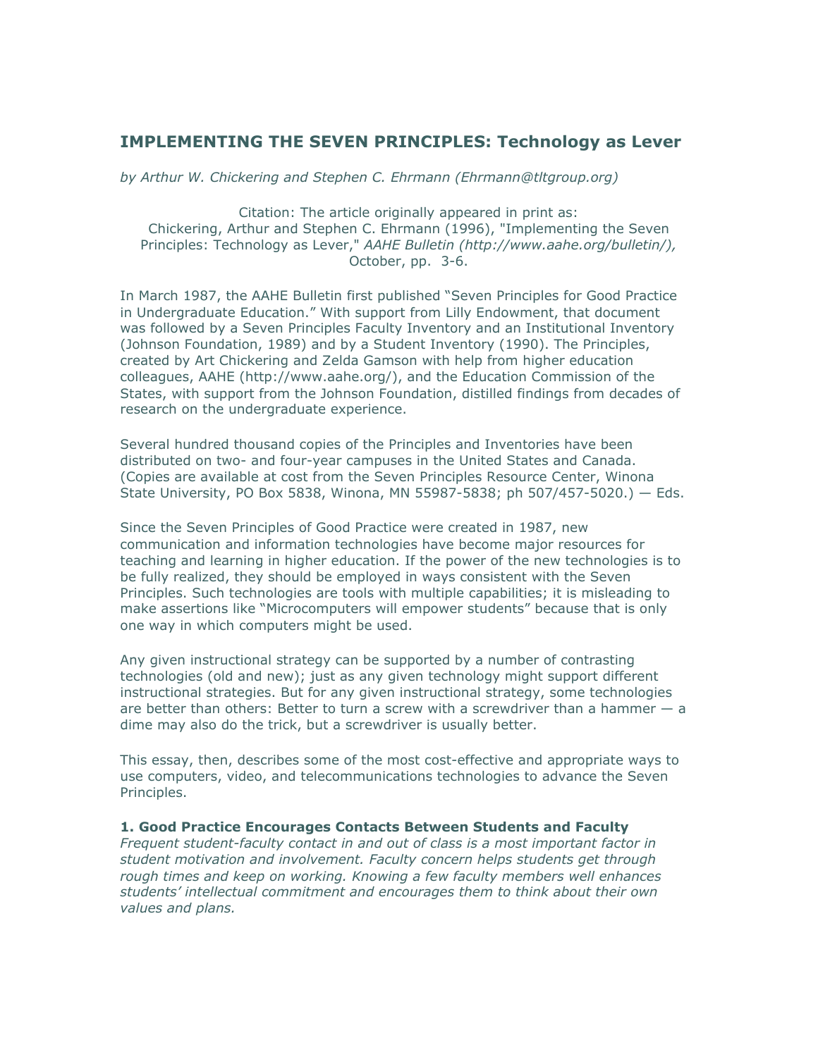## IMPLEMENTING THE SEVEN PRINCIPLES: Technology as Lever

*by Arthur W. Chickering and Stephen C. Ehrmann (Ehrmann@tltgroup.org)*

Citation: The article originally appeared in print as:
Chickering, Arthur and Stephen C. Ehrmann (1996), "Implementing the Seven Principles: Technology as Lever," *AAHE Bulletin (http://www.aahe.org/bulletin/),* October, pp. 3-6.

In March 1987, the AAHE Bulletin first published "Seven Principles for Good Practice in Undergraduate Education." With support from Lilly Endowment, that document was followed by a Seven Principles Faculty Inventory and an Institutional Inventory (Johnson Foundation, 1989) and by a Student Inventory (1990). The Principles, created by Art Chickering and Zelda Gamson with help from higher education colleagues, AAHE (http://www.aahe.org/), and the Education Commission of the States, with support from the Johnson Foundation, distilled findings from decades of research on the undergraduate experience.

Several hundred thousand copies of the Principles and Inventories have been distributed on two- and four-year campuses in the United States and Canada. (Copies are available at cost from the Seven Principles Resource Center, Winona State University, PO Box 5838, Winona, MN 55987-5838; ph 507/457-5020.) — Eds.

Since the Seven Principles of Good Practice were created in 1987, new communication and information technologies have become major resources for teaching and learning in higher education. If the power of the new technologies is to be fully realized, they should be employed in ways consistent with the Seven Principles. Such technologies are tools with multiple capabilities; it is misleading to make assertions like "Microcomputers will empower students" because that is only one way in which computers might be used.

Any given instructional strategy can be supported by a number of contrasting technologies (old and new); just as any given technology might support different instructional strategies. But for any given instructional strategy, some technologies are better than others: Better to turn a screw with a screwdriver than a hammer — a dime may also do the trick, but a screwdriver is usually better.

This essay, then, describes some of the most cost-effective and appropriate ways to use computers, video, and telecommunications technologies to advance the Seven Principles.

### 1. Good Practice Encourages Contacts Between Students and Faculty

*Frequent student-faculty contact in and out of class is a most important factor in student motivation and involvement. Faculty concern helps students get through rough times and keep on working. Knowing a few faculty members well enhances students' intellectual commitment and encourages them to think about their own values and plans.*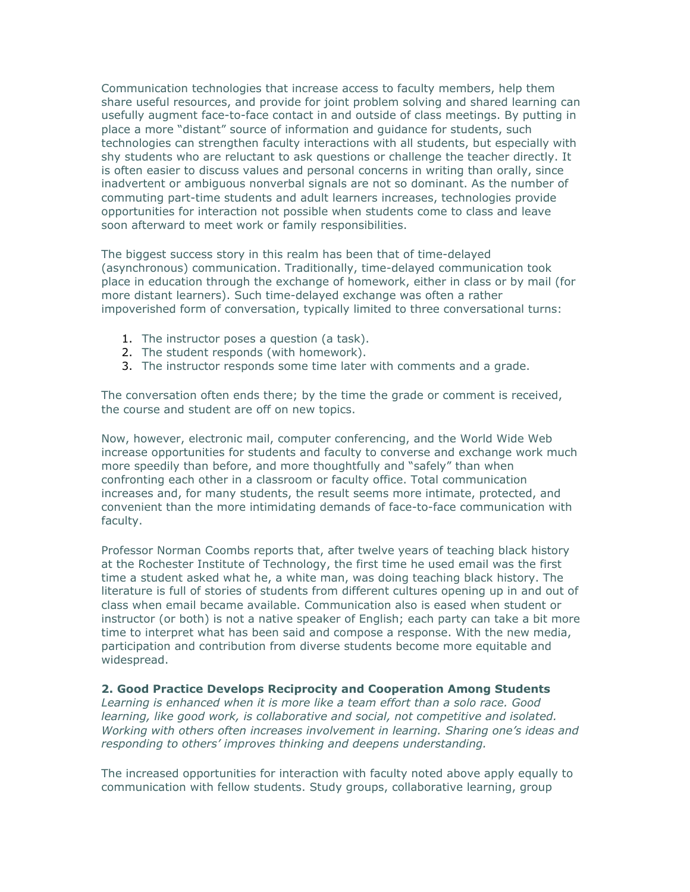Communication technologies that increase access to faculty members, help them share useful resources, and provide for joint problem solving and shared learning can usefully augment face-to-face contact in and outside of class meetings. By putting in place a more "distant" source of information and guidance for students, such technologies can strengthen faculty interactions with all students, but especially with shy students who are reluctant to ask questions or challenge the teacher directly. It is often easier to discuss values and personal concerns in writing than orally, since inadvertent or ambiguous nonverbal signals are not so dominant. As the number of commuting part-time students and adult learners increases, technologies provide opportunities for interaction not possible when students come to class and leave soon afterward to meet work or family responsibilities.

The biggest success story in this realm has been that of time-delayed (asynchronous) communication. Traditionally, time-delayed communication took place in education through the exchange of homework, either in class or by mail (for more distant learners). Such time-delayed exchange was often a rather impoverished form of conversation, typically limited to three conversational turns:

1. The instructor poses a question (a task).
2. The student responds (with homework).
3. The instructor responds some time later with comments and a grade.

The conversation often ends there; by the time the grade or comment is received, the course and student are off on new topics.

Now, however, electronic mail, computer conferencing, and the World Wide Web increase opportunities for students and faculty to converse and exchange work much more speedily than before, and more thoughtfully and "safely" than when confronting each other in a classroom or faculty office. Total communication increases and, for many students, the result seems more intimate, protected, and convenient than the more intimidating demands of face-to-face communication with faculty.

Professor Norman Coombs reports that, after twelve years of teaching black history at the Rochester Institute of Technology, the first time he used email was the first time a student asked what he, a white man, was doing teaching black history. The literature is full of stories of students from different cultures opening up in and out of class when email became available. Communication also is eased when student or instructor (or both) is not a native speaker of English; each party can take a bit more time to interpret what has been said and compose a response. With the new media, participation and contribution from diverse students become more equitable and widespread.

**2. Good Practice Develops Reciprocity and Cooperation Among Students**

*Learning is enhanced when it is more like a team effort than a solo race. Good learning, like good work, is collaborative and social, not competitive and isolated. Working with others often increases involvement in learning. Sharing one's ideas and responding to others' improves thinking and deepens understanding.*

The increased opportunities for interaction with faculty noted above apply equally to communication with fellow students. Study groups, collaborative learning, group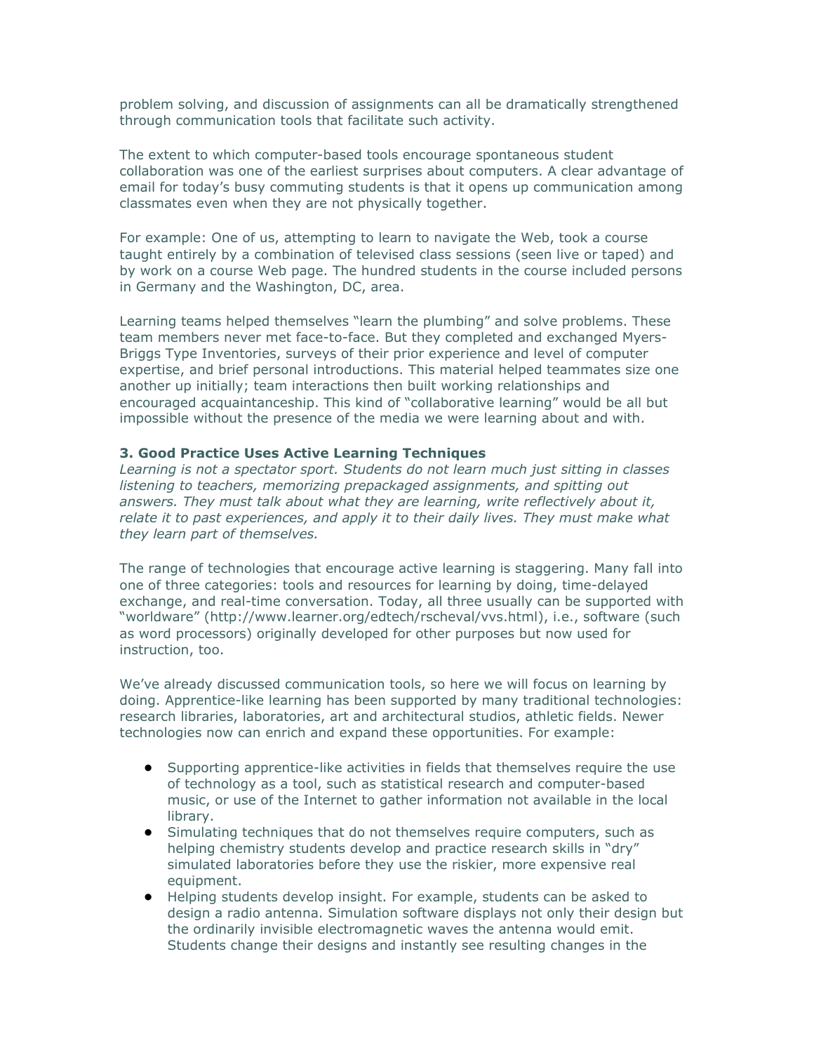problem solving, and discussion of assignments can all be dramatically strengthened through communication tools that facilitate such activity.

The extent to which computer-based tools encourage spontaneous student collaboration was one of the earliest surprises about computers. A clear advantage of email for today's busy commuting students is that it opens up communication among classmates even when they are not physically together.

For example: One of us, attempting to learn to navigate the Web, took a course taught entirely by a combination of televised class sessions (seen live or taped) and by work on a course Web page. The hundred students in the course included persons in Germany and the Washington, DC, area.

Learning teams helped themselves "learn the plumbing" and solve problems. These team members never met face-to-face. But they completed and exchanged Myers-Briggs Type Inventories, surveys of their prior experience and level of computer expertise, and brief personal introductions. This material helped teammates size one another up initially; team interactions then built working relationships and encouraged acquaintanceship. This kind of "collaborative learning" would be all but impossible without the presence of the media we were learning about and with.

**3. Good Practice Uses Active Learning Techniques**

*Learning is not a spectator sport. Students do not learn much just sitting in classes listening to teachers, memorizing prepackaged assignments, and spitting out answers. They must talk about what they are learning, write reflectively about it, relate it to past experiences, and apply it to their daily lives. They must make what they learn part of themselves.*

The range of technologies that encourage active learning is staggering. Many fall into one of three categories: tools and resources for learning by doing, time-delayed exchange, and real-time conversation. Today, all three usually can be supported with "worldware" (http://www.learner.org/edtech/rscheval/vvs.html), i.e., software (such as word processors) originally developed for other purposes but now used for instruction, too.

We've already discussed communication tools, so here we will focus on learning by doing. Apprentice-like learning has been supported by many traditional technologies: research libraries, laboratories, art and architectural studios, athletic fields. Newer technologies now can enrich and expand these opportunities. For example:

- Supporting apprentice-like activities in fields that themselves require the use of technology as a tool, such as statistical research and computer-based music, or use of the Internet to gather information not available in the local library.
- Simulating techniques that do not themselves require computers, such as helping chemistry students develop and practice research skills in "dry" simulated laboratories before they use the riskier, more expensive real equipment.
- Helping students develop insight. For example, students can be asked to design a radio antenna. Simulation software displays not only their design but the ordinarily invisible electromagnetic waves the antenna would emit. Students change their designs and instantly see resulting changes in the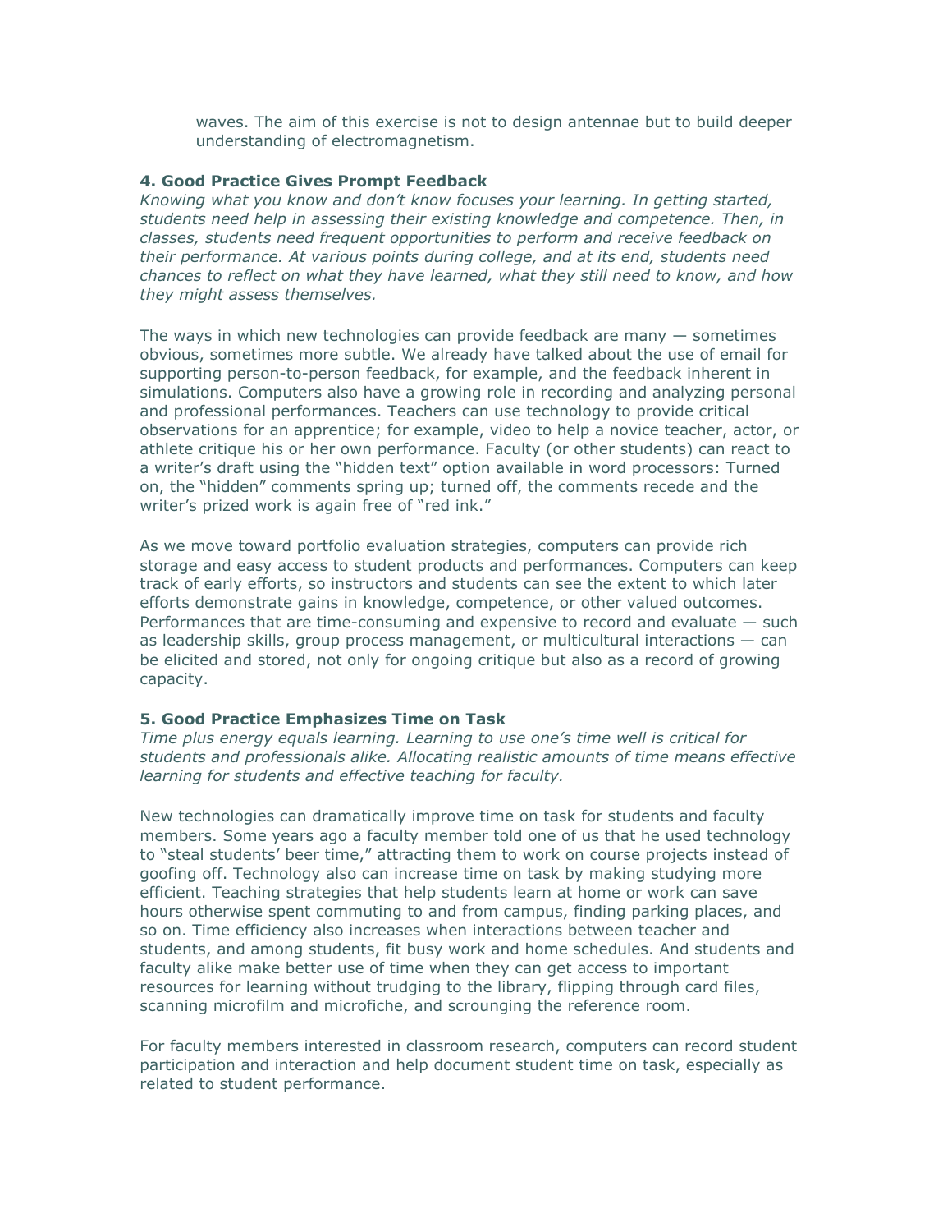waves. The aim of this exercise is not to design antennae but to build deeper understanding of electromagnetism.

**4. Good Practice Gives Prompt Feedback**

*Knowing what you know and don't know focuses your learning. In getting started, students need help in assessing their existing knowledge and competence. Then, in classes, students need frequent opportunities to perform and receive feedback on their performance. At various points during college, and at its end, students need chances to reflect on what they have learned, what they still need to know, and how they might assess themselves.*

The ways in which new technologies can provide feedback are many — sometimes obvious, sometimes more subtle. We already have talked about the use of email for supporting person-to-person feedback, for example, and the feedback inherent in simulations. Computers also have a growing role in recording and analyzing personal and professional performances. Teachers can use technology to provide critical observations for an apprentice; for example, video to help a novice teacher, actor, or athlete critique his or her own performance. Faculty (or other students) can react to a writer's draft using the "hidden text" option available in word processors: Turned on, the "hidden" comments spring up; turned off, the comments recede and the writer's prized work is again free of "red ink."

As we move toward portfolio evaluation strategies, computers can provide rich storage and easy access to student products and performances. Computers can keep track of early efforts, so instructors and students can see the extent to which later efforts demonstrate gains in knowledge, competence, or other valued outcomes. Performances that are time-consuming and expensive to record and evaluate — such as leadership skills, group process management, or multicultural interactions — can be elicited and stored, not only for ongoing critique but also as a record of growing capacity.

**5. Good Practice Emphasizes Time on Task**

*Time plus energy equals learning. Learning to use one's time well is critical for students and professionals alike. Allocating realistic amounts of time means effective learning for students and effective teaching for faculty.*

New technologies can dramatically improve time on task for students and faculty members. Some years ago a faculty member told one of us that he used technology to "steal students' beer time," attracting them to work on course projects instead of goofing off. Technology also can increase time on task by making studying more efficient. Teaching strategies that help students learn at home or work can save hours otherwise spent commuting to and from campus, finding parking places, and so on. Time efficiency also increases when interactions between teacher and students, and among students, fit busy work and home schedules. And students and faculty alike make better use of time when they can get access to important resources for learning without trudging to the library, flipping through card files, scanning microfilm and microfiche, and scrounging the reference room.

For faculty members interested in classroom research, computers can record student participation and interaction and help document student time on task, especially as related to student performance.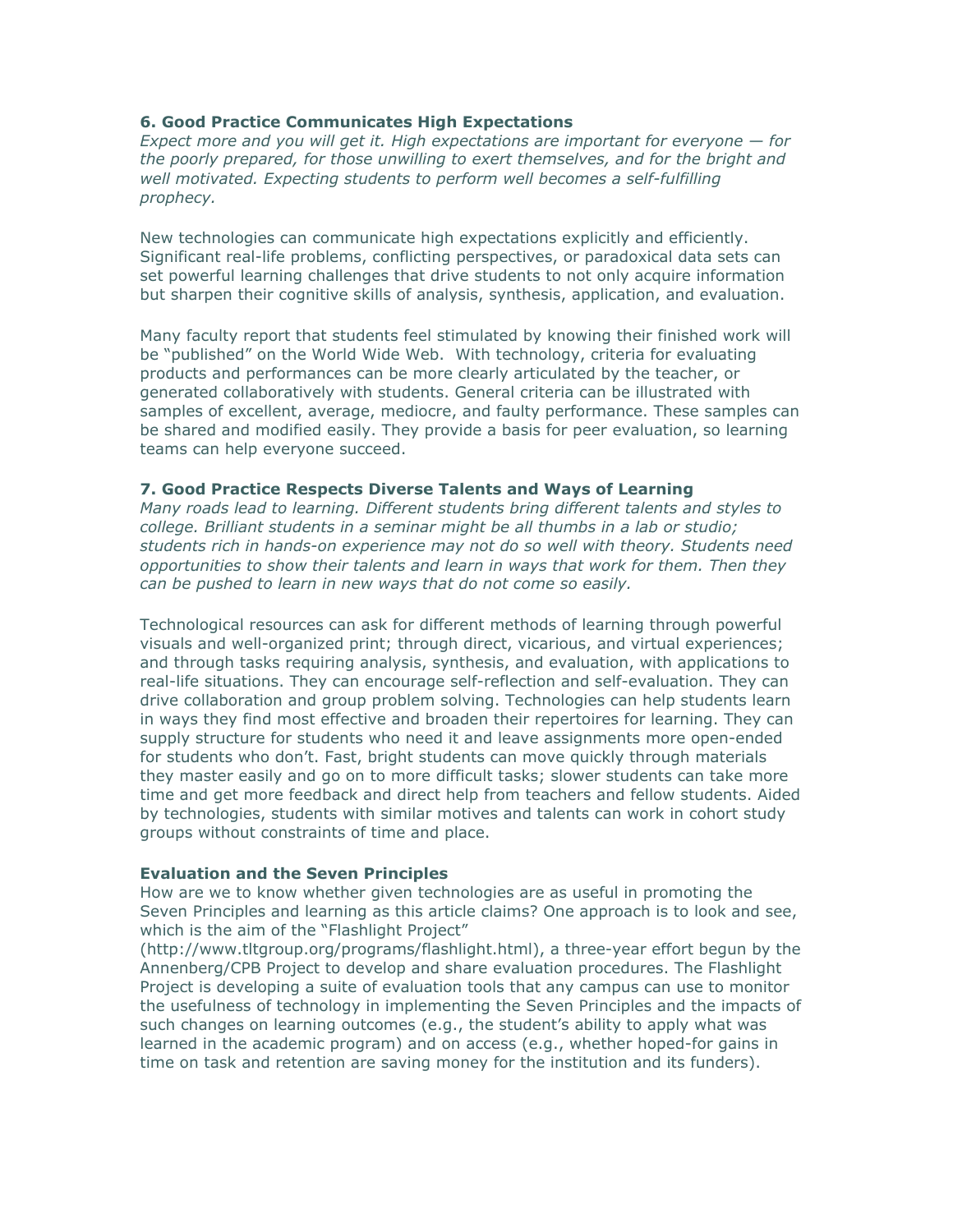### 6. Good Practice Communicates High Expectations

*Expect more and you will get it. High expectations are important for everyone — for the poorly prepared, for those unwilling to exert themselves, and for the bright and well motivated. Expecting students to perform well becomes a self-fulfilling prophecy.*

New technologies can communicate high expectations explicitly and efficiently. Significant real-life problems, conflicting perspectives, or paradoxical data sets can set powerful learning challenges that drive students to not only acquire information but sharpen their cognitive skills of analysis, synthesis, application, and evaluation.

Many faculty report that students feel stimulated by knowing their finished work will be "published" on the World Wide Web. With technology, criteria for evaluating products and performances can be more clearly articulated by the teacher, or generated collaboratively with students. General criteria can be illustrated with samples of excellent, average, mediocre, and faulty performance. These samples can be shared and modified easily. They provide a basis for peer evaluation, so learning teams can help everyone succeed.

### 7. Good Practice Respects Diverse Talents and Ways of Learning

*Many roads lead to learning. Different students bring different talents and styles to college. Brilliant students in a seminar might be all thumbs in a lab or studio; students rich in hands-on experience may not do so well with theory. Students need opportunities to show their talents and learn in ways that work for them. Then they can be pushed to learn in new ways that do not come so easily.*

Technological resources can ask for different methods of learning through powerful visuals and well-organized print; through direct, vicarious, and virtual experiences; and through tasks requiring analysis, synthesis, and evaluation, with applications to real-life situations. They can encourage self-reflection and self-evaluation. They can drive collaboration and group problem solving. Technologies can help students learn in ways they find most effective and broaden their repertoires for learning. They can supply structure for students who need it and leave assignments more open-ended for students who don't. Fast, bright students can move quickly through materials they master easily and go on to more difficult tasks; slower students can take more time and get more feedback and direct help from teachers and fellow students. Aided by technologies, students with similar motives and talents can work in cohort study groups without constraints of time and place.

### Evaluation and the Seven Principles

How are we to know whether given technologies are as useful in promoting the Seven Principles and learning as this article claims? One approach is to look and see, which is the aim of the "Flashlight Project" (http://www.tltgroup.org/programs/flashlight.html), a three-year effort begun by the Annenberg/CPB Project to develop and share evaluation procedures. The Flashlight Project is developing a suite of evaluation tools that any campus can use to monitor the usefulness of technology in implementing the Seven Principles and the impacts of such changes on learning outcomes (e.g., the student's ability to apply what was learned in the academic program) and on access (e.g., whether hoped-for gains in time on task and retention are saving money for the institution and its funders).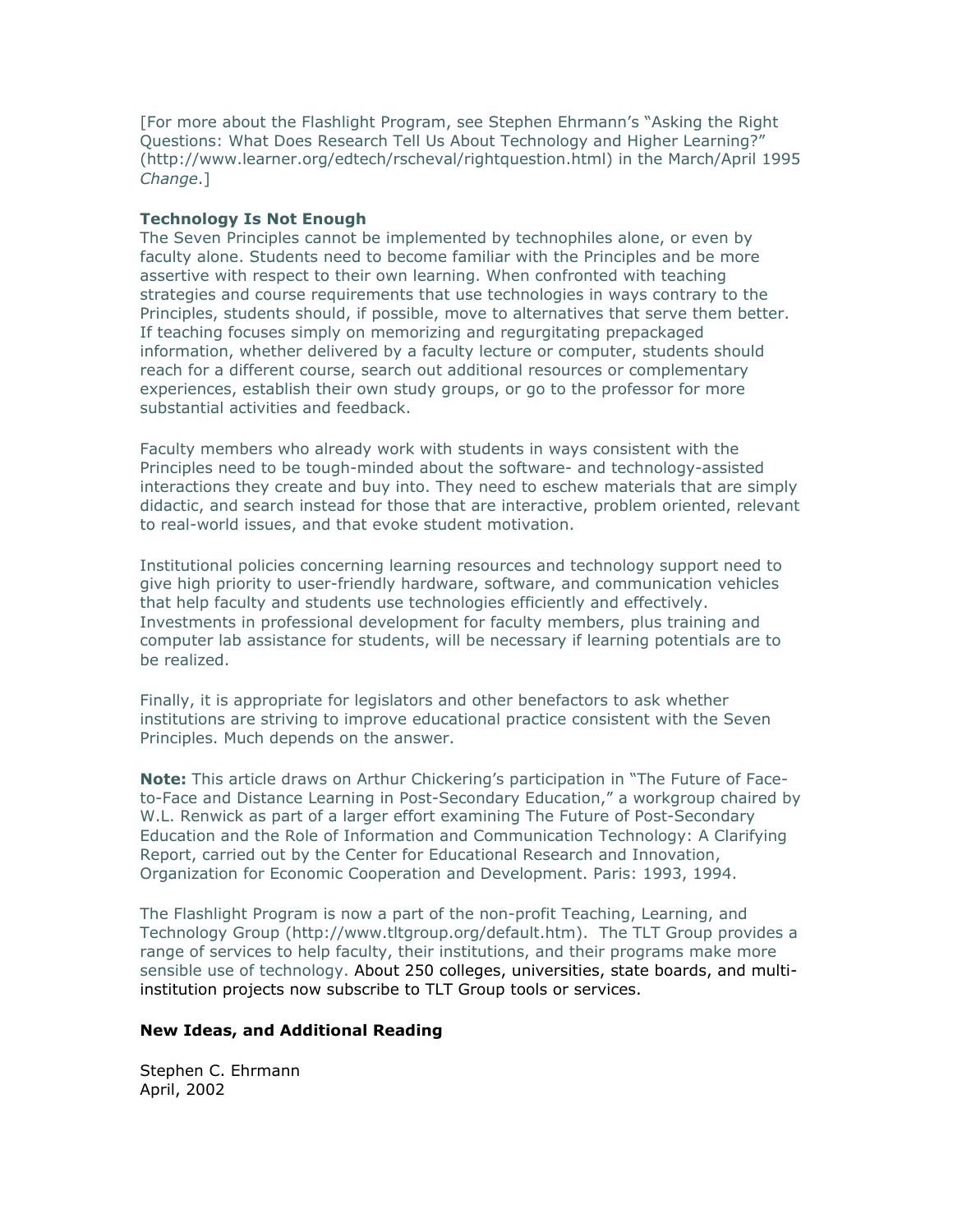[For more about the Flashlight Program, see Stephen Ehrmann's "Asking the Right Questions: What Does Research Tell Us About Technology and Higher Learning?" (http://www.learner.org/edtech/rscheval/rightquestion.html) in the March/April 1995 *Change*.]

**Technology Is Not Enough**

The Seven Principles cannot be implemented by technophiles alone, or even by faculty alone. Students need to become familiar with the Principles and be more assertive with respect to their own learning. When confronted with teaching strategies and course requirements that use technologies in ways contrary to the Principles, students should, if possible, move to alternatives that serve them better. If teaching focuses simply on memorizing and regurgitating prepackaged information, whether delivered by a faculty lecture or computer, students should reach for a different course, search out additional resources or complementary experiences, establish their own study groups, or go to the professor for more substantial activities and feedback.

Faculty members who already work with students in ways consistent with the Principles need to be tough-minded about the software- and technology-assisted interactions they create and buy into. They need to eschew materials that are simply didactic, and search instead for those that are interactive, problem oriented, relevant to real-world issues, and that evoke student motivation.

Institutional policies concerning learning resources and technology support need to give high priority to user-friendly hardware, software, and communication vehicles that help faculty and students use technologies efficiently and effectively. Investments in professional development for faculty members, plus training and computer lab assistance for students, will be necessary if learning potentials are to be realized.

Finally, it is appropriate for legislators and other benefactors to ask whether institutions are striving to improve educational practice consistent with the Seven Principles. Much depends on the answer.

**Note:** This article draws on Arthur Chickering's participation in "The Future of Face-to-Face and Distance Learning in Post-Secondary Education," a workgroup chaired by W.L. Renwick as part of a larger effort examining The Future of Post-Secondary Education and the Role of Information and Communication Technology: A Clarifying Report, carried out by the Center for Educational Research and Innovation, Organization for Economic Cooperation and Development. Paris: 1993, 1994.

The Flashlight Program is now a part of the non-profit Teaching, Learning, and Technology Group (http://www.tltgroup.org/default.htm). The TLT Group provides a range of services to help faculty, their institutions, and their programs make more sensible use of technology. About 250 colleges, universities, state boards, and multi-institution projects now subscribe to TLT Group tools or services.

**New Ideas, and Additional Reading**

Stephen C. Ehrmann
April, 2002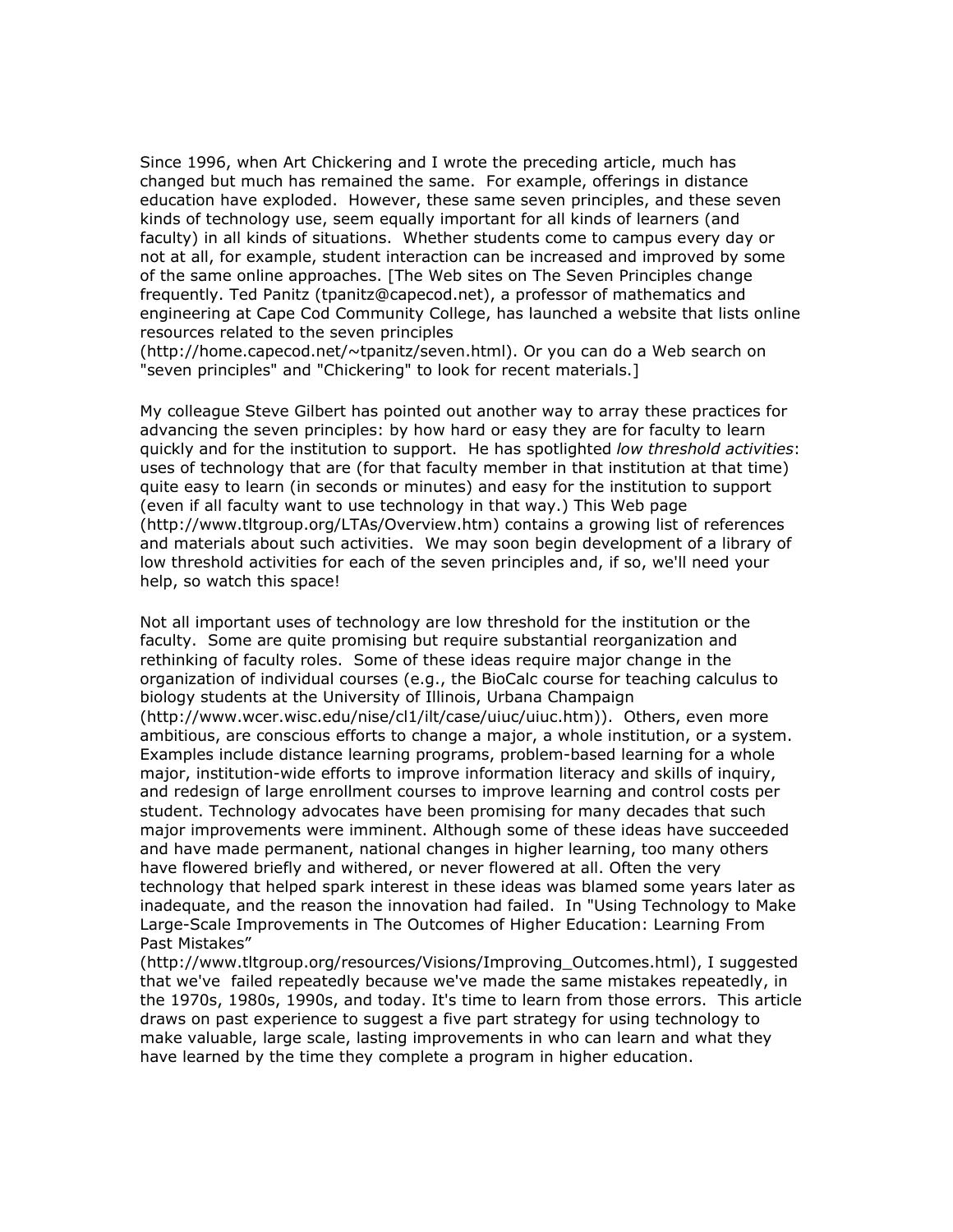Since 1996, when Art Chickering and I wrote the preceding article, much has changed but much has remained the same. For example, offerings in distance education have exploded. However, these same seven principles, and these seven kinds of technology use, seem equally important for all kinds of learners (and faculty) in all kinds of situations. Whether students come to campus every day or not at all, for example, student interaction can be increased and improved by some of the same online approaches. [The Web sites on The Seven Principles change frequently. Ted Panitz (tpanitz@capecod.net), a professor of mathematics and engineering at Cape Cod Community College, has launched a website that lists online resources related to the seven principles (http://home.capecod.net/~tpanitz/seven.html). Or you can do a Web search on "seven principles" and "Chickering" to look for recent materials.]

My colleague Steve Gilbert has pointed out another way to array these practices for advancing the seven principles: by how hard or easy they are for faculty to learn quickly and for the institution to support. He has spotlighted *low threshold activities*: uses of technology that are (for that faculty member in that institution at that time) quite easy to learn (in seconds or minutes) and easy for the institution to support (even if all faculty want to use technology in that way.) This Web page (http://www.tltgroup.org/LTAs/Overview.htm) contains a growing list of references and materials about such activities. We may soon begin development of a library of low threshold activities for each of the seven principles and, if so, we'll need your help, so watch this space!

Not all important uses of technology are low threshold for the institution or the faculty. Some are quite promising but require substantial reorganization and rethinking of faculty roles. Some of these ideas require major change in the organization of individual courses (e.g., the BioCalc course for teaching calculus to biology students at the University of Illinois, Urbana Champaign (http://www.wcer.wisc.edu/nise/cl1/ilt/case/uiuc/uiuc.htm)). Others, even more ambitious, are conscious efforts to change a major, a whole institution, or a system. Examples include distance learning programs, problem-based learning for a whole major, institution-wide efforts to improve information literacy and skills of inquiry, and redesign of large enrollment courses to improve learning and control costs per student. Technology advocates have been promising for many decades that such major improvements were imminent. Although some of these ideas have succeeded and have made permanent, national changes in higher learning, too many others have flowered briefly and withered, or never flowered at all. Often the very technology that helped spark interest in these ideas was blamed some years later as inadequate, and the reason the innovation had failed. In "Using Technology to Make Large-Scale Improvements in The Outcomes of Higher Education: Learning From Past Mistakes" (http://www.tltgroup.org/resources/Visions/Improving_Outcomes.html), I suggested that we've failed repeatedly because we've made the same mistakes repeatedly, in the 1970s, 1980s, 1990s, and today. It's time to learn from those errors. This article draws on past experience to suggest a five part strategy for using technology to make valuable, large scale, lasting improvements in who can learn and what they have learned by the time they complete a program in higher education.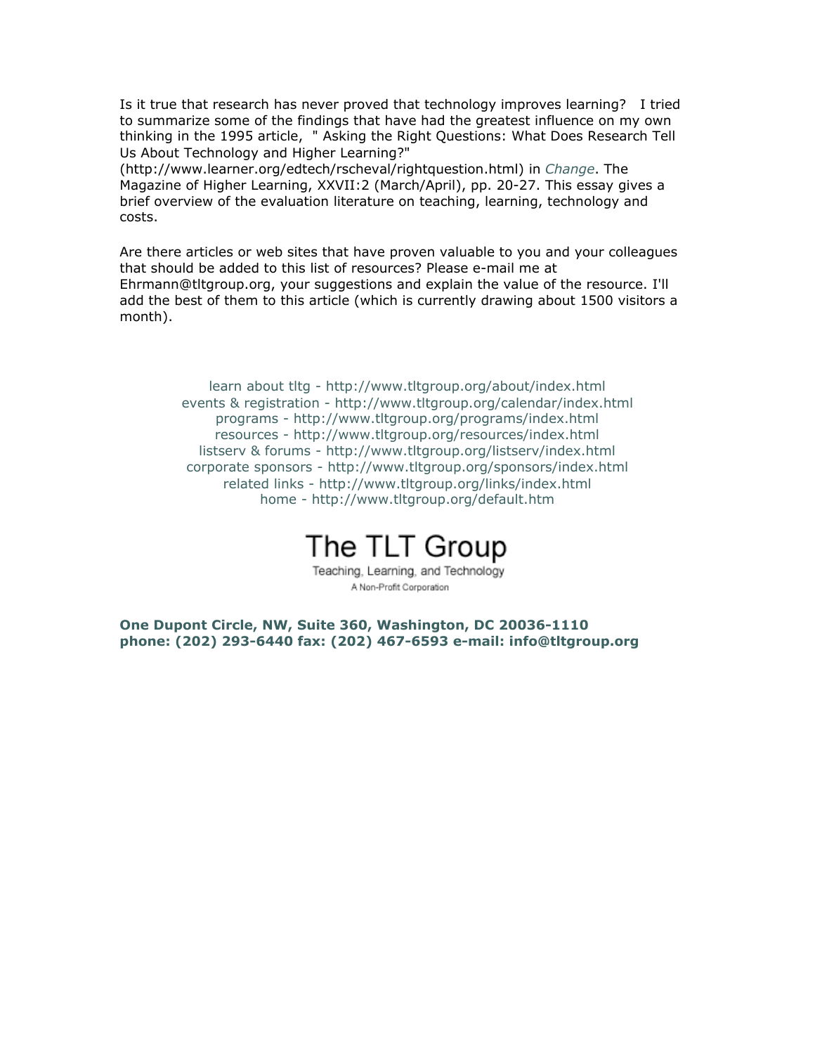Is it true that research has never proved that technology improves learning? I tried to summarize some of the findings that have had the greatest influence on my own thinking in the 1995 article, " Asking the Right Questions: What Does Research Tell Us About Technology and Higher Learning?" (http://www.learner.org/edtech/rscheval/rightquestion.html) in *Change*. The Magazine of Higher Learning, XXVII:2 (March/April), pp. 20-27. This essay gives a brief overview of the evaluation literature on teaching, learning, technology and costs.

Are there articles or web sites that have proven valuable to you and your colleagues that should be added to this list of resources? Please e-mail me at Ehrmann@tltgroup.org, your suggestions and explain the value of the resource. I'll add the best of them to this article (which is currently drawing about 1500 visitors a month).

learn about tltg - http://www.tltgroup.org/about/index.html
events & registration - http://www.tltgroup.org/calendar/index.html
programs - http://www.tltgroup.org/programs/index.html
resources - http://www.tltgroup.org/resources/index.html
listserv & forums - http://www.tltgroup.org/listserv/index.html
corporate sponsors - http://www.tltgroup.org/sponsors/index.html
related links - http://www.tltgroup.org/links/index.html
home - http://www.tltgroup.org/default.htm

The TLT Group
Teaching, Learning, and Technology
A Non-Profit Corporation

**One Dupont Circle, NW, Suite 360, Washington, DC 20036-1110**
**phone: (202) 293-6440 fax: (202) 467-6593 e-mail: info@tltgroup.org**